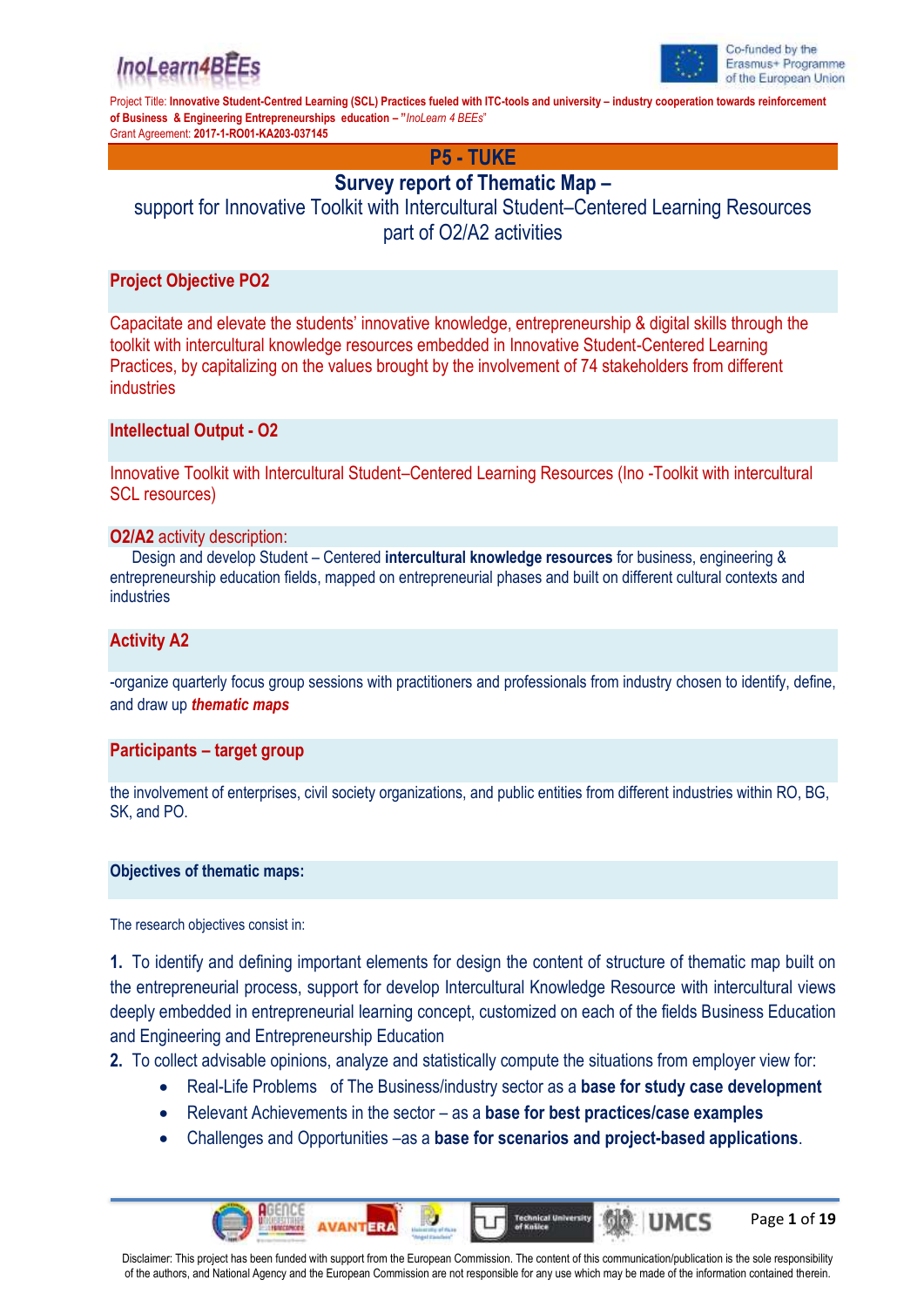Project Title: **Innovative Student-Centred Learning (SCL) Practices fueled with ITC-tools and university – industry cooperation towards reinforcement of Business & Engineering Entrepreneurships education – "*InoLearn 4 BEEs*"**
Grant Agreement: **2017-1-RO01-KA203-037145**

# P5 - TUKE

## Survey report of Thematic Map –

support for Innovative Toolkit with Intercultural Student–Centered Learning Resources part of O2/A2 activities

### Project Objective PO2

Capacitate and elevate the students' innovative knowledge, entrepreneurship & digital skills through the toolkit with intercultural knowledge resources embedded in Innovative Student-Centered Learning Practices, by capitalizing on the values brought by the involvement of 74 stakeholders from different industries

### Intellectual Output - O2

Innovative Toolkit with Intercultural Student–Centered Learning Resources (Ino -Toolkit with intercultural SCL resources)

### O2/A2 activity description:

Design and develop Student – Centered **intercultural knowledge resources** for business, engineering & entrepreneurship education fields, mapped on entrepreneurial phases and built on different cultural contexts and industries

### Activity A2

-organize quarterly focus group sessions with practitioners and professionals from industry chosen to identify, define, and draw up ***thematic maps***

### Participants – target group

the involvement of enterprises, civil society organizations, and public entities from different industries within RO, BG, SK, and PO.

### Objectives of thematic maps:

The research objectives consist in:

**1.** To identify and defining important elements for design the content of structure of thematic map built on the entrepreneurial process, support for develop Intercultural Knowledge Resource with intercultural views deeply embedded in entrepreneurial learning concept, customized on each of the fields Business Education and Engineering and Entrepreneurship Education

**2.** To collect advisable opinions, analyze and statistically compute the situations from employer view for:

- Real-Life Problems of The Business/industry sector as a **base for study case development**
- Relevant Achievements in the sector – as a **base for best practices/case examples**
- Challenges and Opportunities –as a **base for scenarios and project-based applications**.

Disclaimer: This project has been funded with support from the European Commission. The content of this communication/publication is the sole responsibility of the authors, and National Agency and the European Commission are not responsible for any use which may be made of the information contained therein.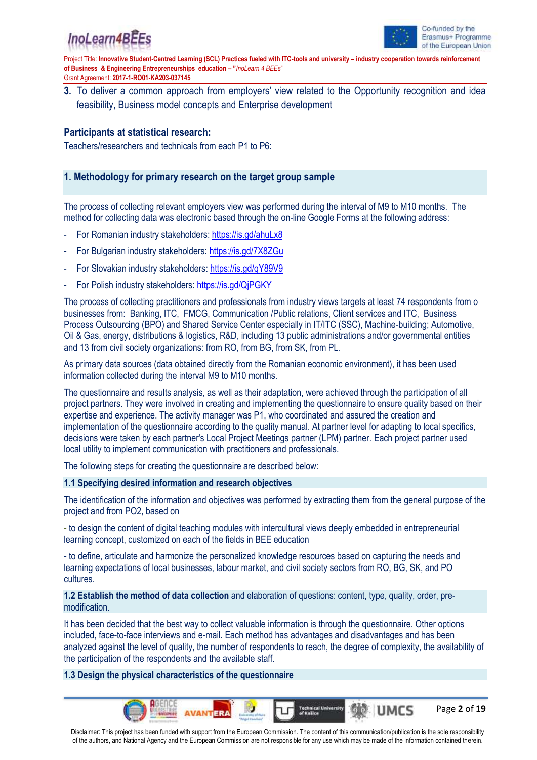3. To deliver a common approach from employers' view related to the Opportunity recognition and idea feasibility, Business model concepts and Enterprise development

**Participants at statistical research:**

Teachers/researchers and technicals from each P1 to P6:

## 1. Methodology for primary research on the target group sample

The process of collecting relevant employers view was performed during the interval of M9 to M10 months. The method for collecting data was electronic based through the on-line Google Forms at the following address:

- For Romanian industry stakeholders: https://is.gd/ahuLx8
- For Bulgarian industry stakeholders: https://is.gd/7X8ZGu
- For Slovakian industry stakeholders: https://is.gd/qY89V9
- For Polish industry stakeholders: https://is.gd/QjPGKY

The process of collecting practitioners and professionals from industry views targets at least 74 respondents from o businesses from: Banking, ITC, FMCG, Communication /Public relations, Client services and ITC, Business Process Outsourcing (BPO) and Shared Service Center especially in IT/ITC (SSC), Machine-building; Automotive, Oil & Gas, energy, distributions & logistics, R&D, including 13 public administrations and/or governmental entities and 13 from civil society organizations: from RO, from BG, from SK, from PL.

As primary data sources (data obtained directly from the Romanian economic environment), it has been used information collected during the interval M9 to M10 months.

The questionnaire and results analysis, as well as their adaptation, were achieved through the participation of all project partners. They were involved in creating and implementing the questionnaire to ensure quality based on their expertise and experience. The activity manager was P1, who coordinated and assured the creation and implementation of the questionnaire according to the quality manual. At partner level for adapting to local specifics, decisions were taken by each partner's Local Project Meetings partner (LPM) partner. Each project partner used local utility to implement communication with practitioners and professionals.

The following steps for creating the questionnaire are described below:

### 1.1 Specifying desired information and research objectives

The identification of the information and objectives was performed by extracting them from the general purpose of the project and from PO2, based on

- to design the content of digital teaching modules with intercultural views deeply embedded in entrepreneurial learning concept, customized on each of the fields in BEE education

- to define, articulate and harmonize the personalized knowledge resources based on capturing the needs and learning expectations of local businesses, labour market, and civil society sectors from RO, BG, SK, and PO cultures.

### 1.2 Establish the method of data collection and elaboration of questions: content, type, quality, order, pre-modification.

It has been decided that the best way to collect valuable information is through the questionnaire. Other options included, face-to-face interviews and e-mail. Each method has advantages and disadvantages and has been analyzed against the level of quality, the number of respondents to reach, the degree of complexity, the availability of the participation of the respondents and the available staff.

### 1.3 Design the physical characteristics of the questionnaire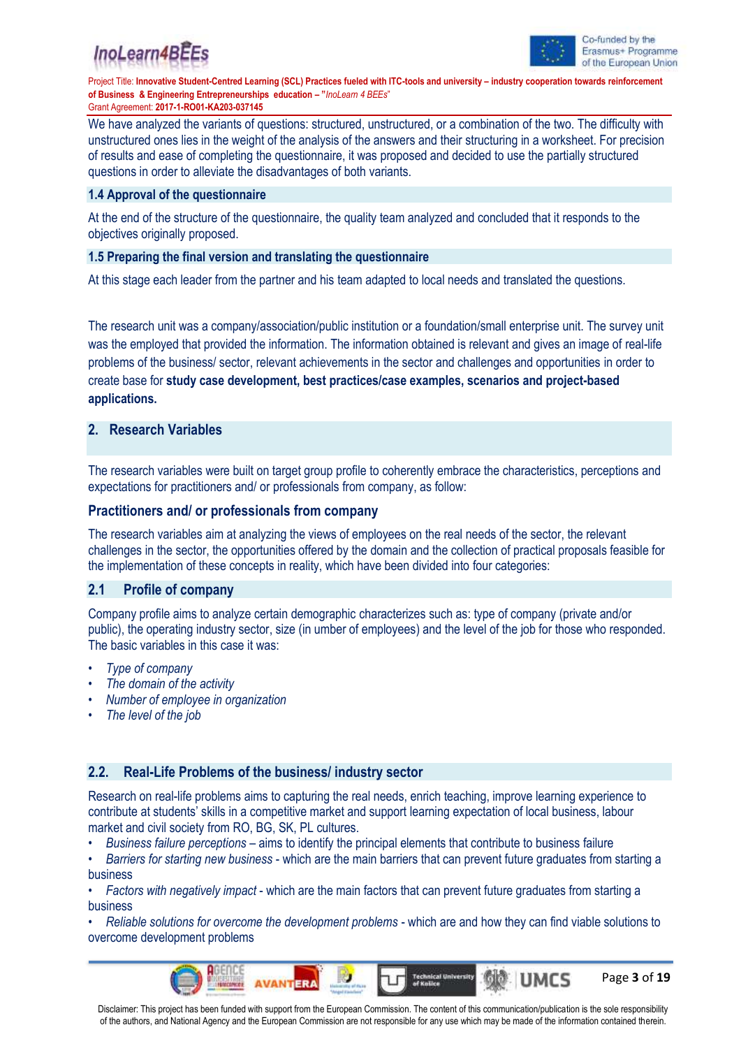We have analyzed the variants of questions: structured, unstructured, or a combination of the two. The difficulty with unstructured ones lies in the weight of the analysis of the answers and their structuring in a worksheet. For precision of results and ease of completing the questionnaire, it was proposed and decided to use the partially structured questions in order to alleviate the disadvantages of both variants.

### 1.4 Approval of the questionnaire

At the end of the structure of the questionnaire, the quality team analyzed and concluded that it responds to the objectives originally proposed.

### 1.5 Preparing the final version and translating the questionnaire

At this stage each leader from the partner and his team adapted to local needs and translated the questions.

The research unit was a company/association/public institution or a foundation/small enterprise unit. The survey unit was the employed that provided the information. The information obtained is relevant and gives an image of real-life problems of the business/ sector, relevant achievements in the sector and challenges and opportunities in order to create base for **study case development, best practices/case examples, scenarios and project-based applications.**

## 2. Research Variables

The research variables were built on target group profile to coherently embrace the characteristics, perceptions and expectations for practitioners and/ or professionals from company, as follow:

### Practitioners and/ or professionals from company

The research variables aim at analyzing the views of employees on the real needs of the sector, the relevant challenges in the sector, the opportunities offered by the domain and the collection of practical proposals feasible for the implementation of these concepts in reality, which have been divided into four categories:

### 2.1 Profile of company

Company profile aims to analyze certain demographic characterizes such as: type of company (private and/or public), the operating industry sector, size (in umber of employees) and the level of the job for those who responded. The basic variables in this case it was:

- *Type of company*
- *The domain of the activity*
- *Number of employee in organization*
- *The level of the job*

### 2.2. Real-Life Problems of the business/ industry sector

Research on real-life problems aims to capturing the real needs, enrich teaching, improve learning experience to contribute at students' skills in a competitive market and support learning expectation of local business, labour market and civil society from RO, BG, SK, PL cultures.

- *Business failure perceptions* – aims to identify the principal elements that contribute to business failure
- *Barriers for starting new business* - which are the main barriers that can prevent future graduates from starting a business
- *Factors with negatively impact* - which are the main factors that can prevent future graduates from starting a business
- *Reliable solutions for overcome the development problems* - which are and how they can find viable solutions to overcome development problems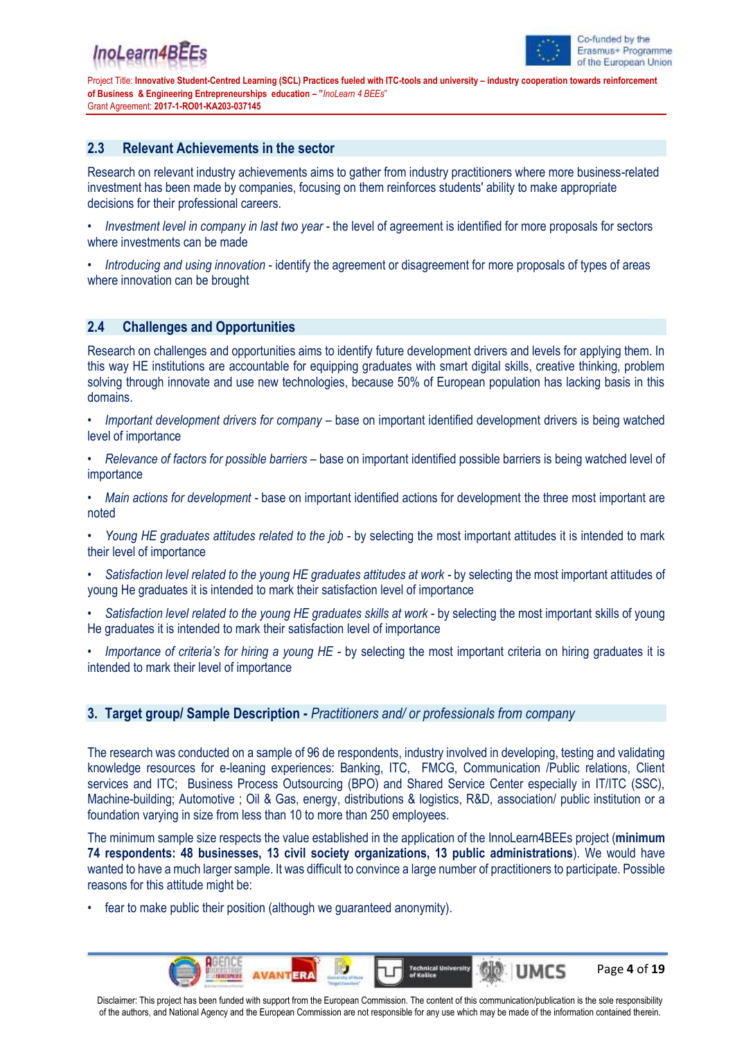## 2.3 Relevant Achievements in the sector

Research on relevant industry achievements aims to gather from industry practitioners where more business-related investment has been made by companies, focusing on them reinforces students' ability to make appropriate decisions for their professional careers.

- *Investment level in company in last two year* - the level of agreement is identified for more proposals for sectors where investments can be made
- *Introducing and using innovation* - identify the agreement or disagreement for more proposals of types of areas where innovation can be brought

## 2.4 Challenges and Opportunities

Research on challenges and opportunities aims to identify future development drivers and levels for applying them. In this way HE institutions are accountable for equipping graduates with smart digital skills, creative thinking, problem solving through innovate and use new technologies, because 50% of European population has lacking basis in this domains.

- *Important development drivers for company* – base on important identified development drivers is being watched level of importance
- *Relevance of factors for possible barriers* – base on important identified possible barriers is being watched level of importance
- *Main actions for development* - base on important identified actions for development the three most important are noted
- *Young HE graduates attitudes related to the job* - by selecting the most important attitudes it is intended to mark their level of importance
- *Satisfaction level related to the young HE graduates attitudes at work* - by selecting the most important attitudes of young He graduates it is intended to mark their satisfaction level of importance
- *Satisfaction level related to the young HE graduates skills at work* - by selecting the most important skills of young He graduates it is intended to mark their satisfaction level of importance
- *Importance of criteria's for hiring a young HE* - by selecting the most important criteria on hiring graduates it is intended to mark their level of importance

# 3. Target group/ Sample Description - *Practitioners and/ or professionals from company*

The research was conducted on a sample of 96 de respondents, industry involved in developing, testing and validating knowledge resources for e-leaning experiences: Banking, ITC, FMCG, Communication /Public relations, Client services and ITC; Business Process Outsourcing (BPO) and Shared Service Center especially in IT/ITC (SSC), Machine-building; Automotive ; Oil & Gas, energy, distributions & logistics, R&D, association/ public institution or a foundation varying in size from less than 10 to more than 250 employees.

The minimum sample size respects the value established in the application of the InnoLearn4BEEs project (**minimum 74 respondents: 48 businesses, 13 civil society organizations, 13 public administrations**). We would have wanted to have a much larger sample. It was difficult to convince a large number of practitioners to participate. Possible reasons for this attitude might be:

- fear to make public their position (although we guaranteed anonymity).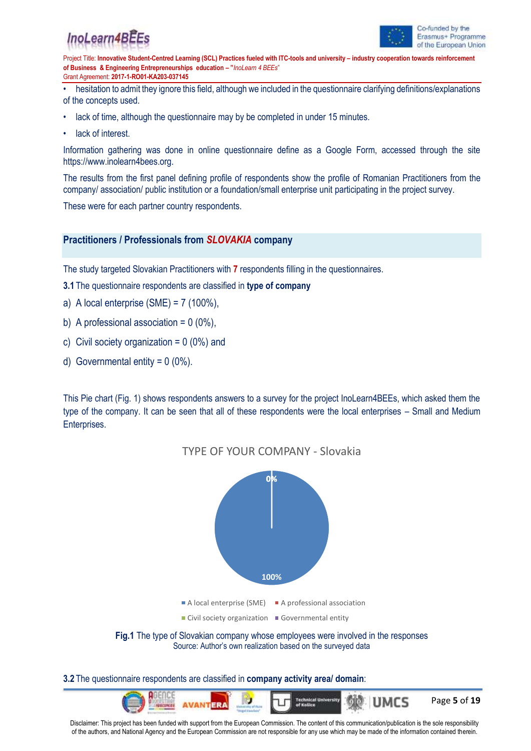- hesitation to admit they ignore this field, although we included in the questionnaire clarifying definitions/explanations of the concepts used.
- lack of time, although the questionnaire may by be completed in under 15 minutes.
- lack of interest.

Information gathering was done in online questionnaire define as a Google Form, accessed through the site https://www.inolearn4bees.org.

The results from the first panel defining profile of respondents show the profile of Romanian Practitioners from the company/ association/ public institution or a foundation/small enterprise unit participating in the project survey.

These were for each partner country respondents.

## Practitioners / Professionals from *SLOVAKIA* company

The study targeted Slovakian Practitioners with **7** respondents filling in the questionnaires.

**3.1** The questionnaire respondents are classified in **type of company**

a) A local enterprise (SME) = 7 (100%),

b) A professional association = 0 (0%),

c) Civil society organization = 0 (0%) and

d) Governmental entity = 0 (0%).

This Pie chart (Fig. 1) shows respondents answers to a survey for the project InoLearn4BEEs, which asked them the type of the company. It can be seen that all of these respondents were the local enterprises – Small and Medium Enterprises.

TYPE OF YOUR COMPANY - Slovakia

0%

100%

A local enterprise (SME) | A professional association | Civil society organization | Governmental entity

**Fig.1** The type of Slovakian company whose employees were involved in the responses
Source: Author's own realization based on the surveyed data

**3.2** The questionnaire respondents are classified in **company activity area/ domain**: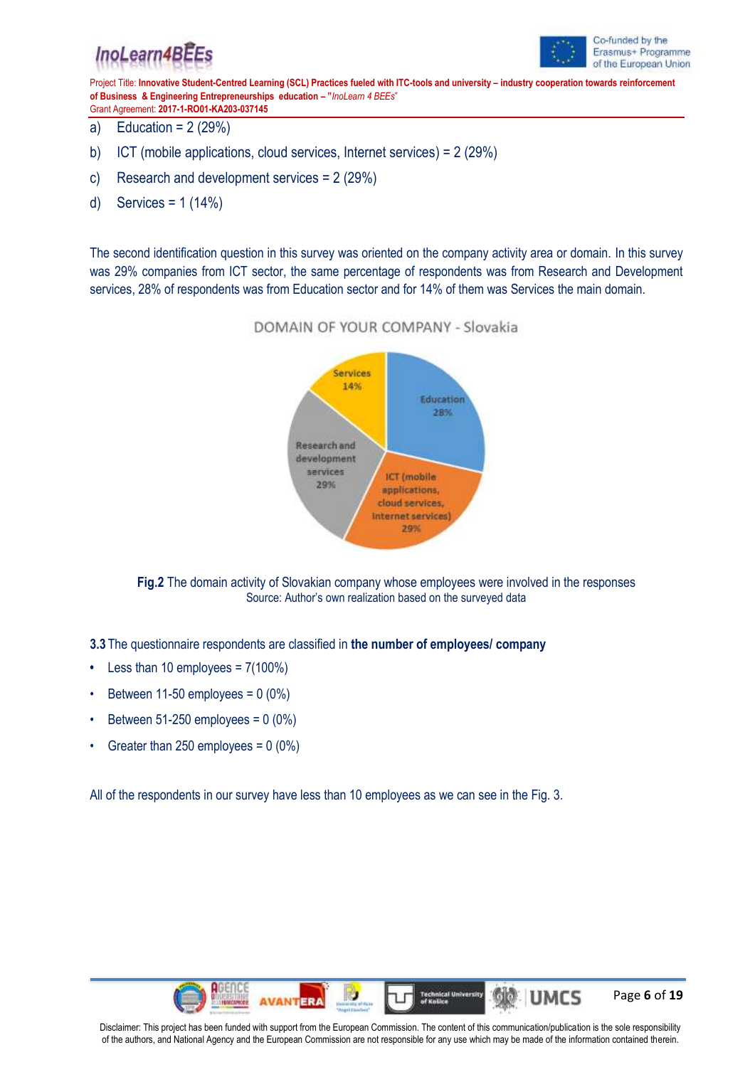a) Education = 2 (29%)

b) ICT (mobile applications, cloud services, Internet services) = 2 (29%)

c) Research and development services = 2 (29%)

d) Services = 1 (14%)

The second identification question in this survey was oriented on the company activity area or domain. In this survey was 29% companies from ICT sector, the same percentage of respondents was from Research and Development services, 28% of respondents was from Education sector and for 14% of them was Services the main domain.

DOMAIN OF YOUR COMPANY - Slovakia

Services 14%

Education 28%

Research and development services 29%

ICT (mobile applications, cloud services, Internet services) 29%

**Fig.2** The domain activity of Slovakian company whose employees were involved in the responses
Source: Author's own realization based on the surveyed data

**3.3** The questionnaire respondents are classified in **the number of employees/ company**

- Less than 10 employees = 7(100%)
- Between 11-50 employees = 0 (0%)
- Between 51-250 employees = 0 (0%)
- Greater than 250 employees = 0 (0%)

All of the respondents in our survey have less than 10 employees as we can see in the Fig. 3.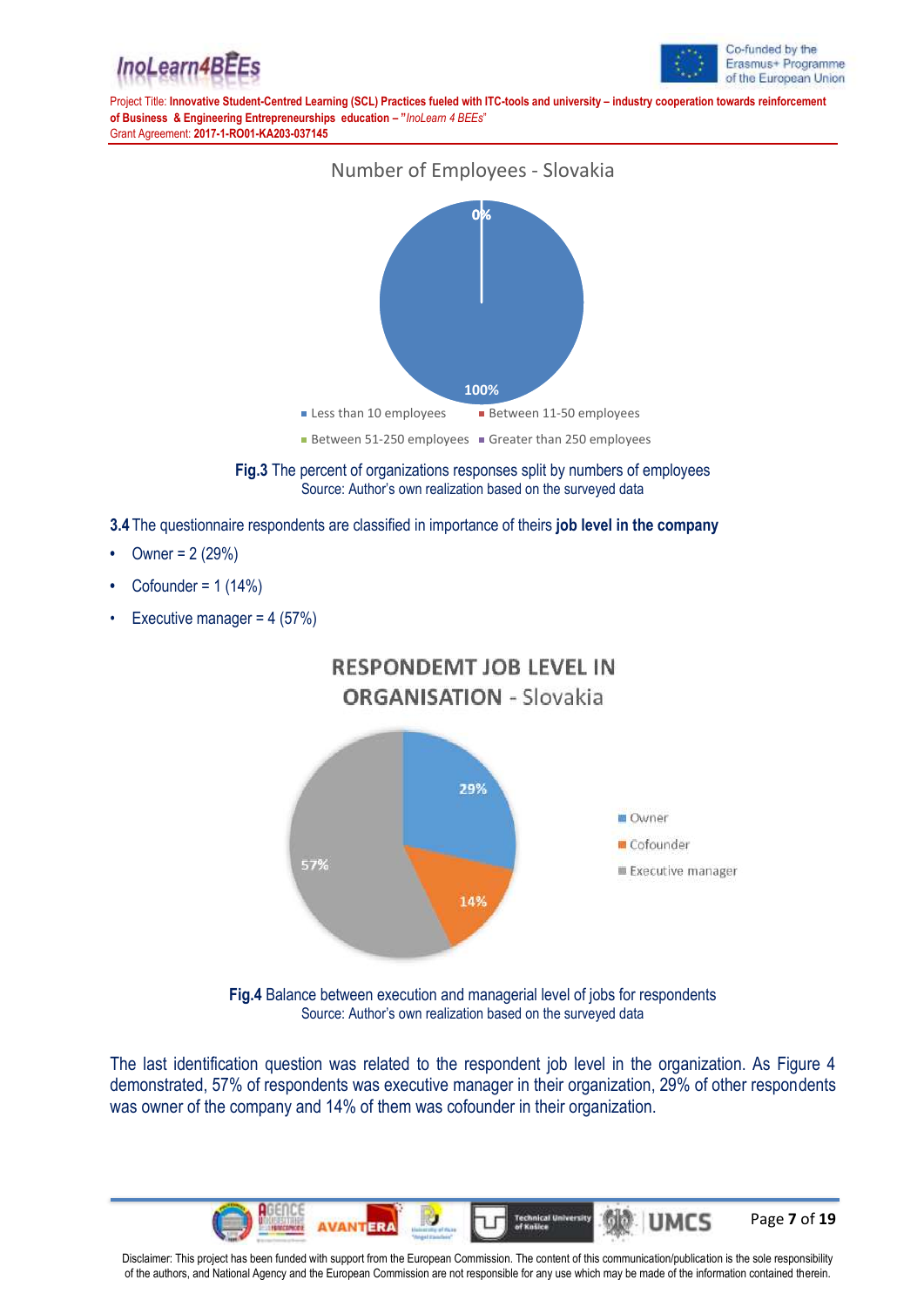Number of Employees - Slovakia

0%

100%

- Less than 10 employees
- Between 11-50 employees
- Between 51-250 employees
- Greater than 250 employees

**Fig.3** The percent of organizations responses split by numbers of employees
Source: Author's own realization based on the surveyed data

**3.4** The questionnaire respondents are classified in importance of theirs **job level in the company**

- Owner = 2 (29%)
- Cofounder = 1 (14%)
- Executive manager = 4 (57%)

RESPONDEMT JOB LEVEL IN ORGANISATION - Slovakia

29%
14%
57%

- Owner
- Cofounder
- Executive manager

**Fig.4** Balance between execution and managerial level of jobs for respondents
Source: Author's own realization based on the surveyed data

The last identification question was related to the respondent job level in the organization. As Figure 4 demonstrated, 57% of respondents was executive manager in their organization, 29% of other respondents was owner of the company and 14% of them was cofounder in their organization.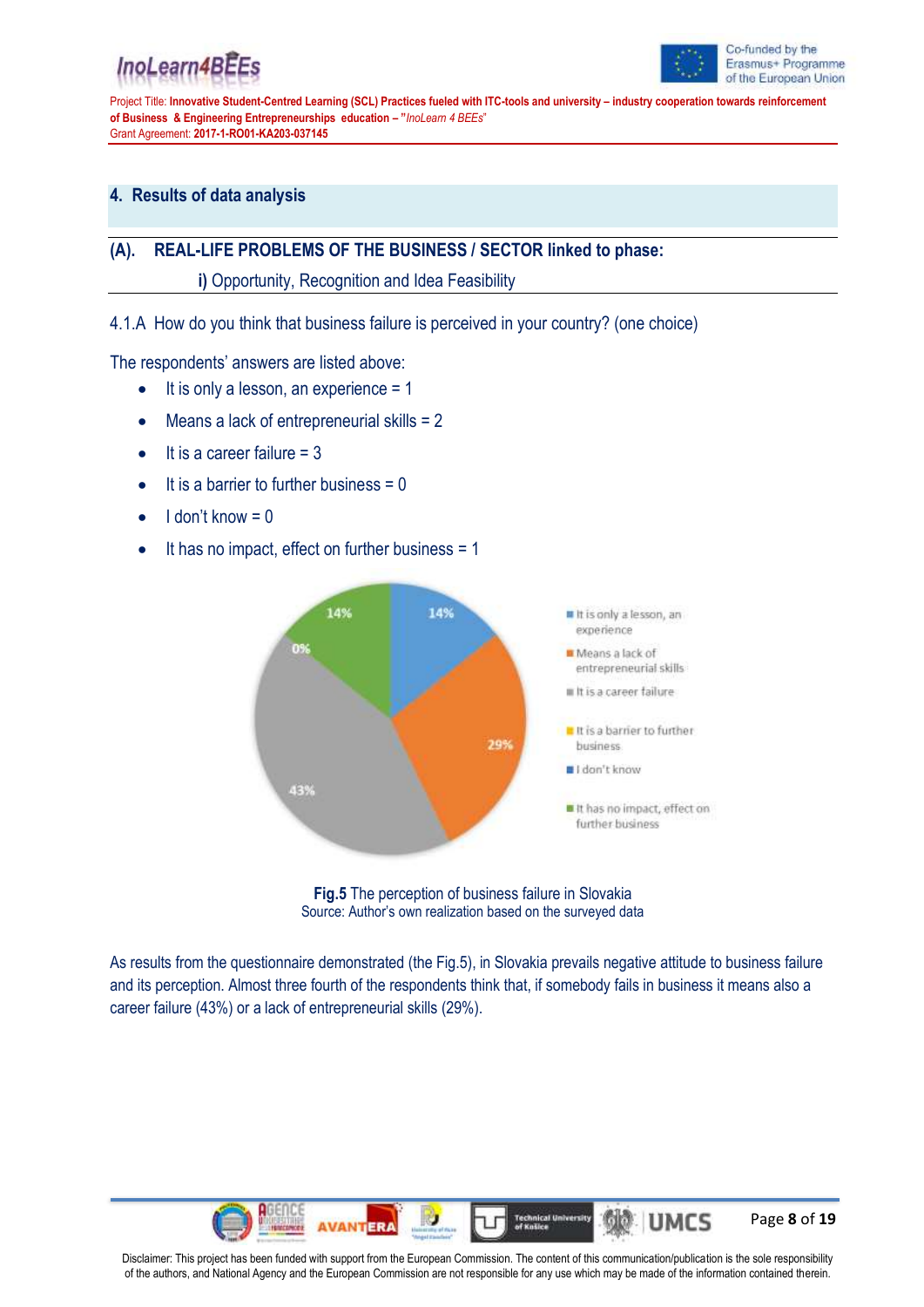## 4. Results of data analysis

### (A). REAL-LIFE PROBLEMS OF THE BUSINESS / SECTOR linked to phase:

**i)** Opportunity, Recognition and Idea Feasibility

4.1.A How do you think that business failure is perceived in your country? (one choice)

The respondents' answers are listed above:

- It is only a lesson, an experience = 1
- Means a lack of entrepreneurial skills = 2
- It is a career failure = 3
- It is a barrier to further business = 0
- I don't know = 0
- It has no impact, effect on further business = 1

**Fig.5** The perception of business failure in Slovakia
Source: Author's own realization based on the surveyed data

As results from the questionnaire demonstrated (the Fig.5), in Slovakia prevails negative attitude to business failure and its perception. Almost three fourth of the respondents think that, if somebody fails in business it means also a career failure (43%) or a lack of entrepreneurial skills (29%).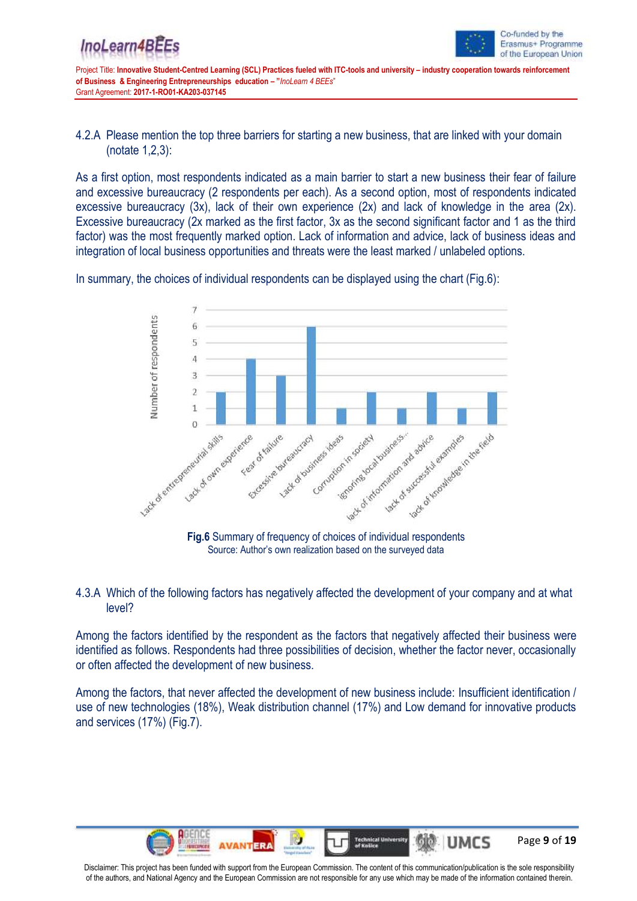4.2.A Please mention the top three barriers for starting a new business, that are linked with your domain (notate 1,2,3):

As a first option, most respondents indicated as a main barrier to start a new business their fear of failure and excessive bureaucracy (2 respondents per each). As a second option, most of respondents indicated excessive bureaucracy (3x), lack of their own experience (2x) and lack of knowledge in the area (2x). Excessive bureaucracy (2x marked as the first factor, 3x as the second significant factor and 1 as the third factor) was the most frequently marked option. Lack of information and advice, lack of business ideas and integration of local business opportunities and threats were the least marked / unlabeled options.

In summary, the choices of individual respondents can be displayed using the chart (Fig.6):

| Barrier | Number of respondents |
|---|---|
| Lack of entrepreneurial skills | 2 |
| Lack of own experience | 4 |
| Fear of failure | 3 |
| Excessive bureaucracy | 6 |
| Lack of business ideas | 1 |
| Corruption in society | 2 |
| Ignoring local business... | 1 |
| lack of information and advice | 2 |
| lack of successful examples | 1 |
| lack of knowledge in the field | 2 |

**Fig.6** Summary of frequency of choices of individual respondents
Source: Author's own realization based on the surveyed data

4.3.A Which of the following factors has negatively affected the development of your company and at what level?

Among the factors identified by the respondent as the factors that negatively affected their business were identified as follows. Respondents had three possibilities of decision, whether the factor never, occasionally or often affected the development of new business.

Among the factors, that never affected the development of new business include: Insufficient identification / use of new technologies (18%), Weak distribution channel (17%) and Low demand for innovative products and services (17%) (Fig.7).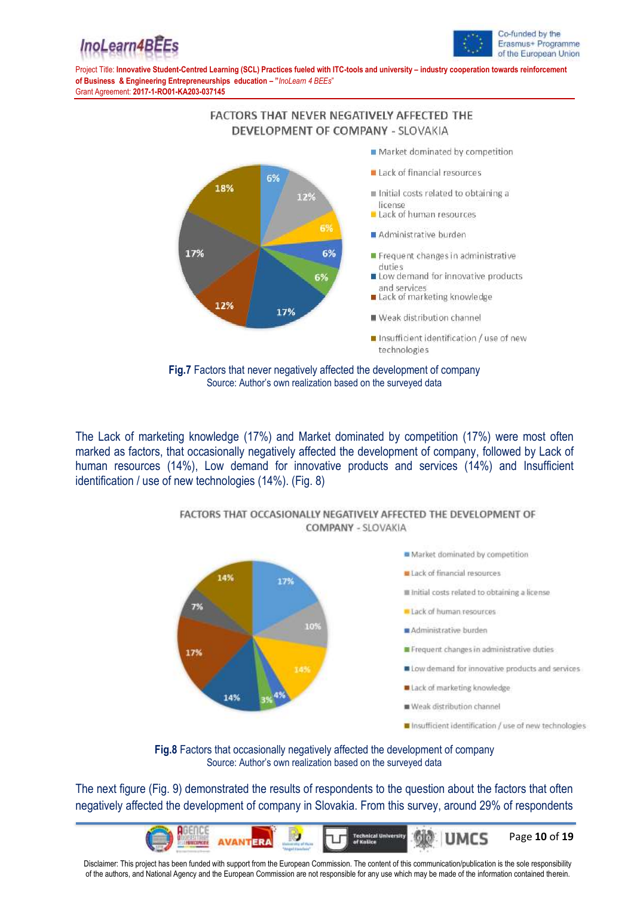FACTORS THAT NEVER NEGATIVELY AFFECTED THE DEVELOPMENT OF COMPANY - SLOVAKIA

**Fig.7** Factors that never negatively affected the development of company
Source: Author's own realization based on the surveyed data

The Lack of marketing knowledge (17%) and Market dominated by competition (17%) were most often marked as factors, that occasionally negatively affected the development of company, followed by Lack of human resources (14%), Low demand for innovative products and services (14%) and Insufficient identification / use of new technologies (14%). (Fig. 8)

FACTORS THAT OCCASIONALLY NEGATIVELY AFFECTED THE DEVELOPMENT OF COMPANY - SLOVAKIA

**Fig.8** Factors that occasionally negatively affected the development of company
Source: Author's own realization based on the surveyed data

The next figure (Fig. 9) demonstrated the results of respondents to the question about the factors that often negatively affected the development of company in Slovakia. From this survey, around 29% of respondents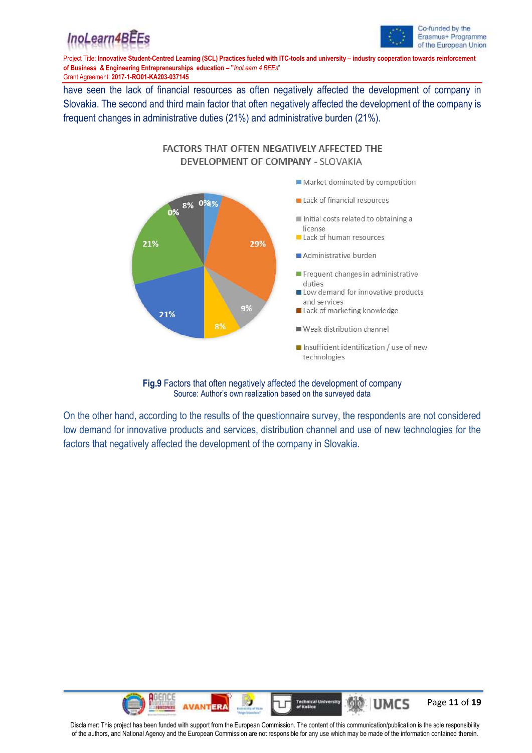have seen the lack of financial resources as often negatively affected the development of company in Slovakia. The second and third main factor that often negatively affected the development of the company is frequent changes in administrative duties (21%) and administrative burden (21%).

**Fig.9** Factors that often negatively affected the development of company
Source: Author's own realization based on the surveyed data

On the other hand, according to the results of the questionnaire survey, the respondents are not considered low demand for innovative products and services, distribution channel and use of new technologies for the factors that negatively affected the development of the company in Slovakia.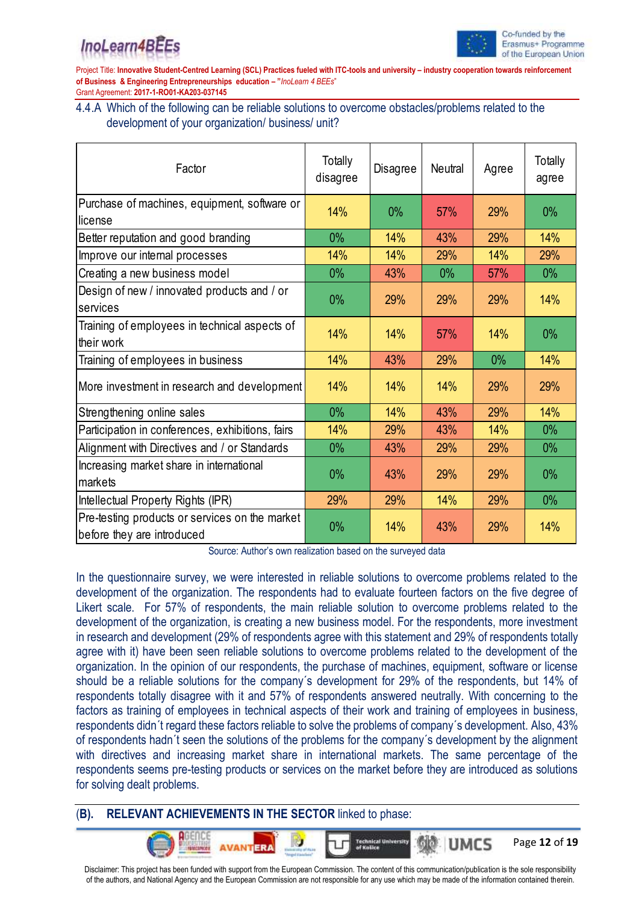4.4.A Which of the following can be reliable solutions to overcome obstacles/problems related to the development of your organization/ business/ unit?

| Factor | Totally disagree | Disagree | Neutral | Agree | Totally agree |
|---|---|---|---|---|---|
| Purchase of machines, equipment, software or license | 14% | 0% | 57% | 29% | 0% |
| Better reputation and good branding | 0% | 14% | 43% | 29% | 14% |
| Improve our internal processes | 14% | 14% | 29% | 14% | 29% |
| Creating a new business model | 0% | 43% | 0% | 57% | 0% |
| Design of new / innovated products and / or services | 0% | 29% | 29% | 29% | 14% |
| Training of employees in technical aspects of their work | 14% | 14% | 57% | 14% | 0% |
| Training of employees in business | 14% | 43% | 29% | 0% | 14% |
| More investment in research and development | 14% | 14% | 14% | 29% | 29% |
| Strengthening online sales | 0% | 14% | 43% | 29% | 14% |
| Participation in conferences, exhibitions, fairs | 14% | 29% | 43% | 14% | 0% |
| Alignment with Directives and / or Standards | 0% | 43% | 29% | 29% | 0% |
| Increasing market share in international markets | 0% | 43% | 29% | 29% | 0% |
| Intellectual Property Rights (IPR) | 29% | 29% | 14% | 29% | 0% |
| Pre-testing products or services on the market before they are introduced | 0% | 14% | 43% | 29% | 14% |

Source: Author's own realization based on the surveyed data

In the questionnaire survey, we were interested in reliable solutions to overcome problems related to the development of the organization. The respondents had to evaluate fourteen factors on the five degree of Likert scale. For 57% of respondents, the main reliable solution to overcome problems related to the development of the organization, is creating a new business model. For the respondents, more investment in research and development (29% of respondents agree with this statement and 29% of respondents totally agree with it) have been seen reliable solutions to overcome problems related to the development of the organization. In the opinion of our respondents, the purchase of machines, equipment, software or license should be a reliable solutions for the company´s development for 29% of the respondents, but 14% of respondents totally disagree with it and 57% of respondents answered neutrally. With concerning to the factors as training of employees in technical aspects of their work and training of employees in business, respondents didn´t regard these factors reliable to solve the problems of company´s development. Also, 43% of respondents hadn´t seen the solutions of the problems for the company´s development by the alignment with directives and increasing market share in international markets. The same percentage of the respondents seems pre-testing products or services on the market before they are introduced as solutions for solving dealt problems.

## (B). **RELEVANT ACHIEVEMENTS IN THE SECTOR** linked to phase: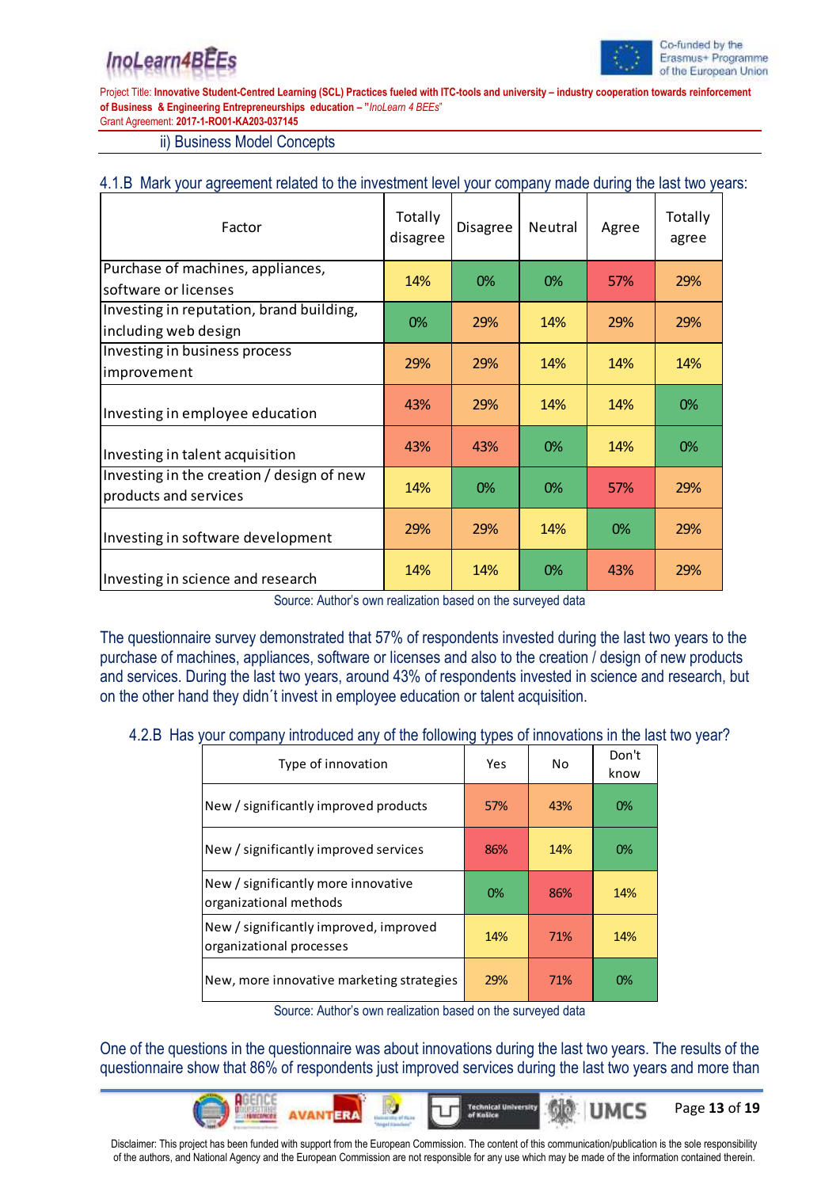ii) Business Model Concepts

4.1.B Mark your agreement related to the investment level your company made during the last two years:

| Factor | Totally disagree | Disagree | Neutral | Agree | Totally agree |
|---|---|---|---|---|---|
| Purchase of machines, appliances, software or licenses | 14% | 0% | 0% | 57% | 29% |
| Investing in reputation, brand building, including web design | 0% | 29% | 14% | 29% | 29% |
| Investing in business process improvement | 29% | 29% | 14% | 14% | 14% |
| Investing in employee education | 43% | 29% | 14% | 14% | 0% |
| Investing in talent acquisition | 43% | 43% | 0% | 14% | 0% |
| Investing in the creation / design of new products and services | 14% | 0% | 0% | 57% | 29% |
| Investing in software development | 29% | 29% | 14% | 0% | 29% |
| Investing in science and research | 14% | 14% | 0% | 43% | 29% |

Source: Author's own realization based on the surveyed data

The questionnaire survey demonstrated that 57% of respondents invested during the last two years to the purchase of machines, appliances, software or licenses and also to the creation / design of new products and services. During the last two years, around 43% of respondents invested in science and research, but on the other hand they didn´t invest in employee education or talent acquisition.

4.2.B Has your company introduced any of the following types of innovations in the last two year?

| Type of innovation | Yes | No | Don't know |
|---|---|---|---|
| New / significantly improved products | 57% | 43% | 0% |
| New / significantly improved services | 86% | 14% | 0% |
| New / significantly more innovative organizational methods | 0% | 86% | 14% |
| New / significantly improved, improved organizational processes | 14% | 71% | 14% |
| New, more innovative marketing strategies | 29% | 71% | 0% |

Source: Author's own realization based on the surveyed data

One of the questions in the questionnaire was about innovations during the last two years. The results of the questionnaire show that 86% of respondents just improved services during the last two years and more than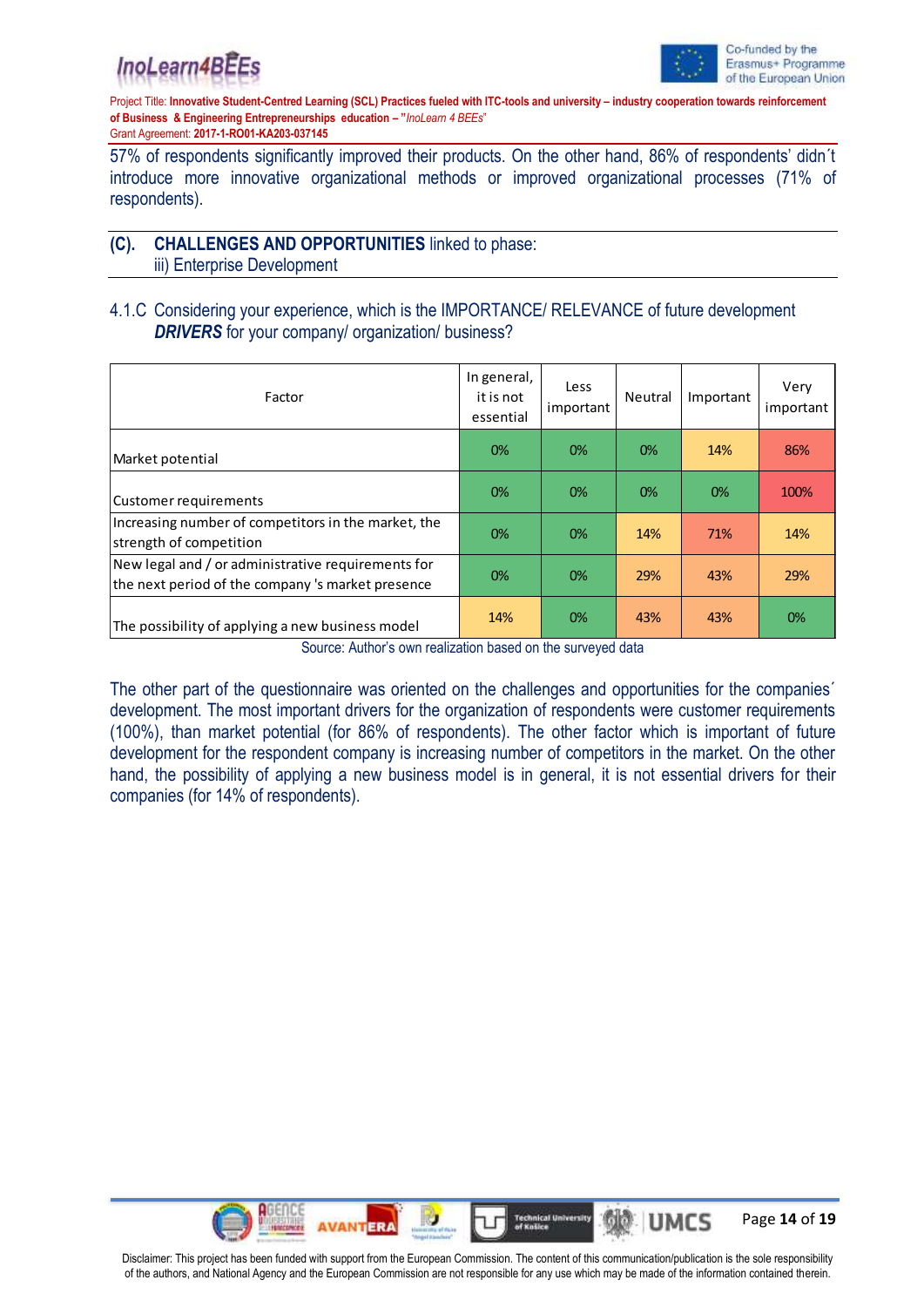57% of respondents significantly improved their products. On the other hand, 86% of respondents' didn´t introduce more innovative organizational methods or improved organizational processes (71% of respondents).

## (C). CHALLENGES AND OPPORTUNITIES linked to phase:
iii) Enterprise Development

### 4.1.C Considering your experience, which is the IMPORTANCE/ RELEVANCE of future development ***DRIVERS*** for your company/ organization/ business?

| Factor | In general, it is not essential | Less important | Neutral | Important | Very important |
|---|---|---|---|---|---|
| Market potential | 0% | 0% | 0% | 14% | 86% |
| Customer requirements | 0% | 0% | 0% | 0% | 100% |
| Increasing number of competitors in the market, the strength of competition | 0% | 0% | 14% | 71% | 14% |
| New legal and / or administrative requirements for the next period of the company 's market presence | 0% | 0% | 29% | 43% | 29% |
| The possibility of applying a new business model | 14% | 0% | 43% | 43% | 0% |

Source: Author's own realization based on the surveyed data

The other part of the questionnaire was oriented on the challenges and opportunities for the companies´ development. The most important drivers for the organization of respondents were customer requirements (100%), than market potential (for 86% of respondents). The other factor which is important of future development for the respondent company is increasing number of competitors in the market. On the other hand, the possibility of applying a new business model is in general, it is not essential drivers for their companies (for 14% of respondents).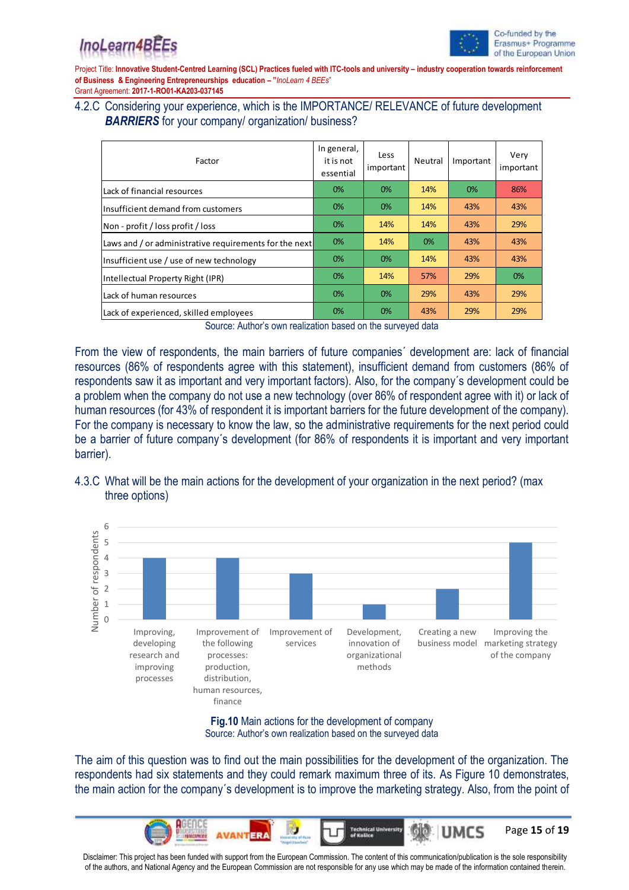4.2.C Considering your experience, which is the IMPORTANCE/ RELEVANCE of future development ***BARRIERS*** for your company/ organization/ business?

| Factor | In general, it is not essential | Less important | Neutral | Important | Very important |
|---|---|---|---|---|---|
| Lack of financial resources | 0% | 0% | 14% | 0% | 86% |
| Insufficient demand from customers | 0% | 0% | 14% | 43% | 43% |
| Non - profit / loss profit / loss | 0% | 14% | 14% | 43% | 29% |
| Laws and / or administrative requirements for the next | 0% | 14% | 0% | 43% | 43% |
| Insufficient use / use of new technology | 0% | 0% | 14% | 43% | 43% |
| Intellectual Property Right (IPR) | 0% | 14% | 57% | 29% | 0% |
| Lack of human resources | 0% | 0% | 29% | 43% | 29% |
| Lack of experienced, skilled employees | 0% | 0% | 43% | 29% | 29% |

Source: Author's own realization based on the surveyed data

From the view of respondents, the main barriers of future companies´ development are: lack of financial resources (86% of respondents agree with this statement), insufficient demand from customers (86% of respondents saw it as important and very important factors). Also, for the company´s development could be a problem when the company do not use a new technology (over 86% of respondent agree with it) or lack of human resources (for 43% of respondent it is important barriers for the future development of the company). For the company is necessary to know the law, so the administrative requirements for the next period could be a barrier of future company´s development (for 86% of respondents it is important and very important barrier).

4.3.C What will be the main actions for the development of your organization in the next period? (max three options)

| Action | Number of respondents |
|---|---|
| Improving, developing research and improving processes | 4 |
| Improvement of the following processes: production, distribution, human resources, finance | 4 |
| Improvement of services | 3 |
| Development, innovation of organizational methods | 1 |
| Creating a new business model | 2 |
| Improving the marketing strategy of the company | 5 |

**Fig.10** Main actions for the development of company
Source: Author's own realization based on the surveyed data

The aim of this question was to find out the main possibilities for the development of the organization. The respondents had six statements and they could remark maximum three of its. As Figure 10 demonstrates, the main action for the company´s development is to improve the marketing strategy. Also, from the point of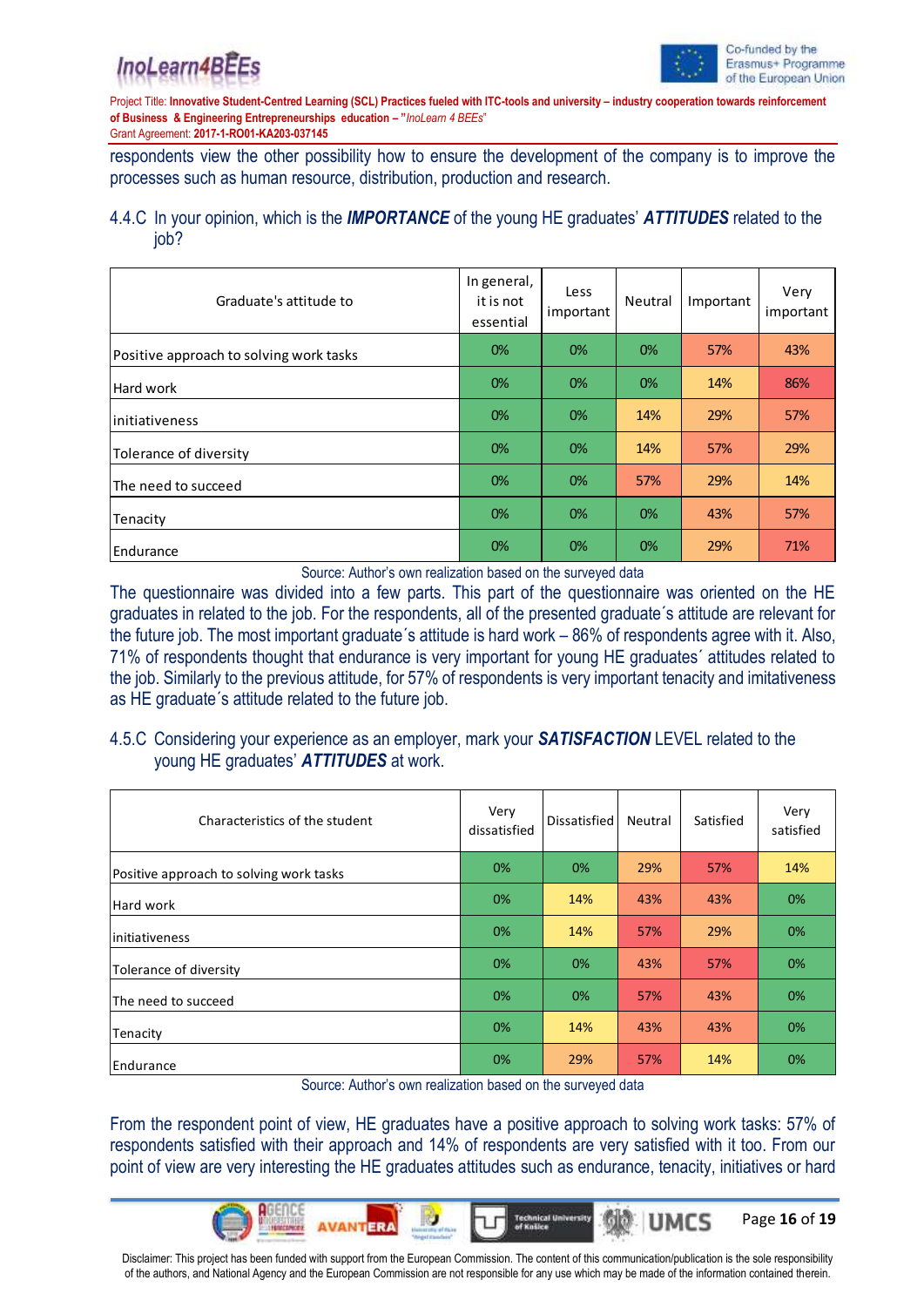respondents view the other possibility how to ensure the development of the company is to improve the processes such as human resource, distribution, production and research.

### 4.4.C In your opinion, which is the ***IMPORTANCE*** of the young HE graduates' ***ATTITUDES*** related to the job?

| Graduate's attitude to | In general, it is not essential | Less important | Neutral | Important | Very important |
|---|---|---|---|---|---|
| Positive approach to solving work tasks | 0% | 0% | 0% | 57% | 43% |
| Hard work | 0% | 0% | 0% | 14% | 86% |
| initiativeness | 0% | 0% | 14% | 29% | 57% |
| Tolerance of diversity | 0% | 0% | 14% | 57% | 29% |
| The need to succeed | 0% | 0% | 57% | 29% | 14% |
| Tenacity | 0% | 0% | 0% | 43% | 57% |
| Endurance | 0% | 0% | 0% | 29% | 71% |

Source: Author's own realization based on the surveyed data

The questionnaire was divided into a few parts. This part of the questionnaire was oriented on the HE graduates in related to the job. For the respondents, all of the presented graduate´s attitude are relevant for the future job. The most important graduate´s attitude is hard work – 86% of respondents agree with it. Also, 71% of respondents thought that endurance is very important for young HE graduates´ attitudes related to the job. Similarly to the previous attitude, for 57% of respondents is very important tenacity and imitativeness as HE graduate´s attitude related to the future job.

### 4.5.C Considering your experience as an employer, mark your ***SATISFACTION*** LEVEL related to the young HE graduates' ***ATTITUDES*** at work.

| Characteristics of the student | Very dissatisfied | Dissatisfied | Neutral | Satisfied | Very satisfied |
|---|---|---|---|---|---|
| Positive approach to solving work tasks | 0% | 0% | 29% | 57% | 14% |
| Hard work | 0% | 14% | 43% | 43% | 0% |
| initiativeness | 0% | 14% | 57% | 29% | 0% |
| Tolerance of diversity | 0% | 0% | 43% | 57% | 0% |
| The need to succeed | 0% | 0% | 57% | 43% | 0% |
| Tenacity | 0% | 14% | 43% | 43% | 0% |
| Endurance | 0% | 29% | 57% | 14% | 0% |

Source: Author's own realization based on the surveyed data

From the respondent point of view, HE graduates have a positive approach to solving work tasks: 57% of respondents satisfied with their approach and 14% of respondents are very satisfied with it too. From our point of view are very interesting the HE graduates attitudes such as endurance, tenacity, initiatives or hard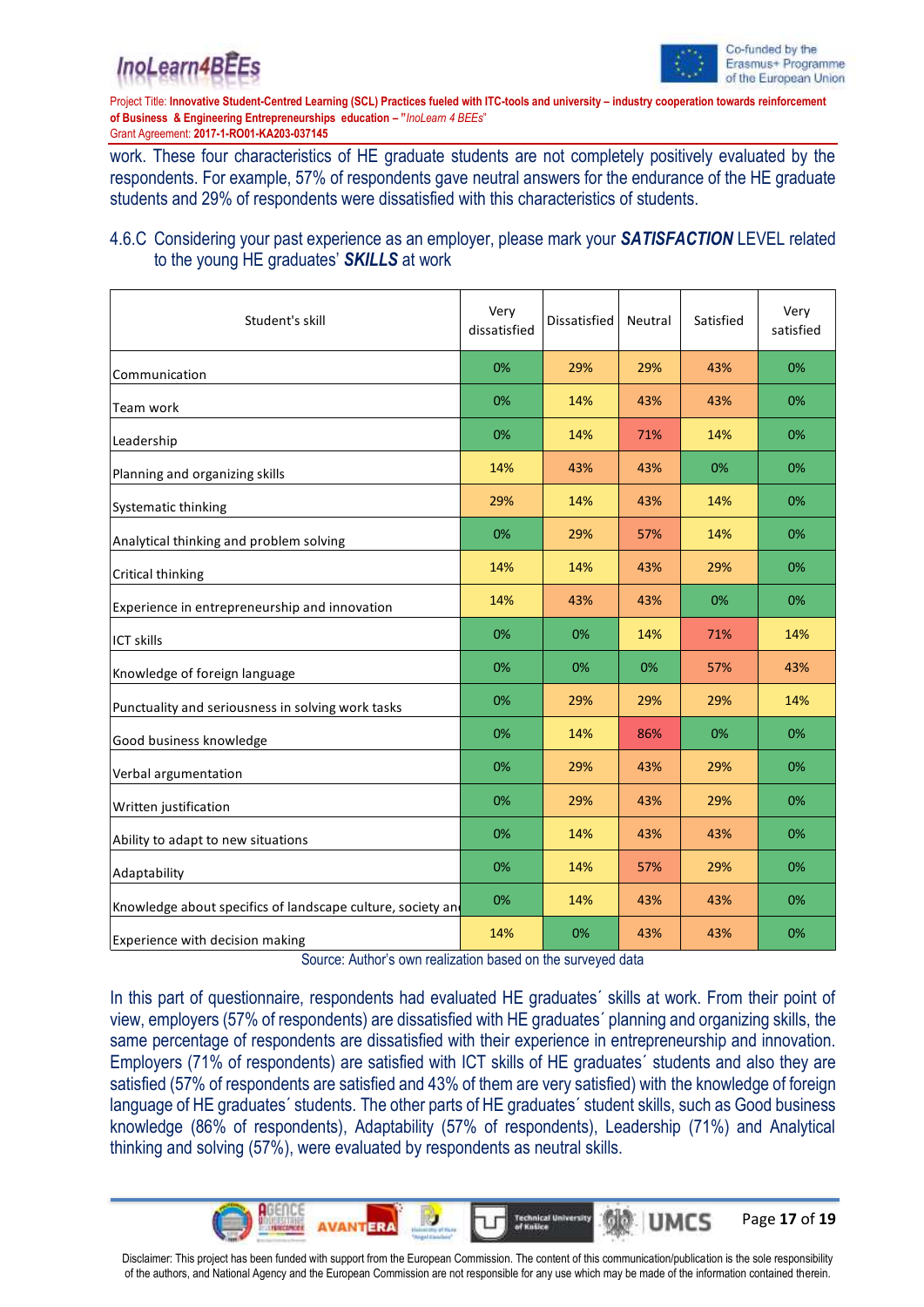work. These four characteristics of HE graduate students are not completely positively evaluated by the respondents. For example, 57% of respondents gave neutral answers for the endurance of the HE graduate students and 29% of respondents were dissatisfied with this characteristics of students.

### 4.6.C Considering your past experience as an employer, please mark your ***SATISFACTION*** LEVEL related to the young HE graduates' ***SKILLS*** at work

| Student's skill | Very dissatisfied | Dissatisfied | Neutral | Satisfied | Very satisfied |
|---|---|---|---|---|---|
| Communication | 0% | 29% | 29% | 43% | 0% |
| Team work | 0% | 14% | 43% | 43% | 0% |
| Leadership | 0% | 14% | 71% | 14% | 0% |
| Planning and organizing skills | 14% | 43% | 43% | 0% | 0% |
| Systematic thinking | 29% | 14% | 43% | 14% | 0% |
| Analytical thinking and problem solving | 0% | 29% | 57% | 14% | 0% |
| Critical thinking | 14% | 14% | 43% | 29% | 0% |
| Experience in entrepreneurship and innovation | 14% | 43% | 43% | 0% | 0% |
| ICT skills | 0% | 0% | 14% | 71% | 14% |
| Knowledge of foreign language | 0% | 0% | 0% | 57% | 43% |
| Punctuality and seriousness in solving work tasks | 0% | 29% | 29% | 29% | 14% |
| Good business knowledge | 0% | 14% | 86% | 0% | 0% |
| Verbal argumentation | 0% | 29% | 43% | 29% | 0% |
| Written justification | 0% | 29% | 43% | 29% | 0% |
| Ability to adapt to new situations | 0% | 14% | 43% | 43% | 0% |
| Adaptability | 0% | 14% | 57% | 29% | 0% |
| Knowledge about specifics of landscape culture, society an | 0% | 14% | 43% | 43% | 0% |
| Experience with decision making | 14% | 0% | 43% | 43% | 0% |

Source: Author's own realization based on the surveyed data

In this part of questionnaire, respondents had evaluated HE graduates´ skills at work. From their point of view, employers (57% of respondents) are dissatisfied with HE graduates´ planning and organizing skills, the same percentage of respondents are dissatisfied with their experience in entrepreneurship and innovation. Employers (71% of respondents) are satisfied with ICT skills of HE graduates´ students and also they are satisfied (57% of respondents are satisfied and 43% of them are very satisfied) with the knowledge of foreign language of HE graduates´ students. The other parts of HE graduates´ student skills, such as Good business knowledge (86% of respondents), Adaptability (57% of respondents), Leadership (71%) and Analytical thinking and solving (57%), were evaluated by respondents as neutral skills.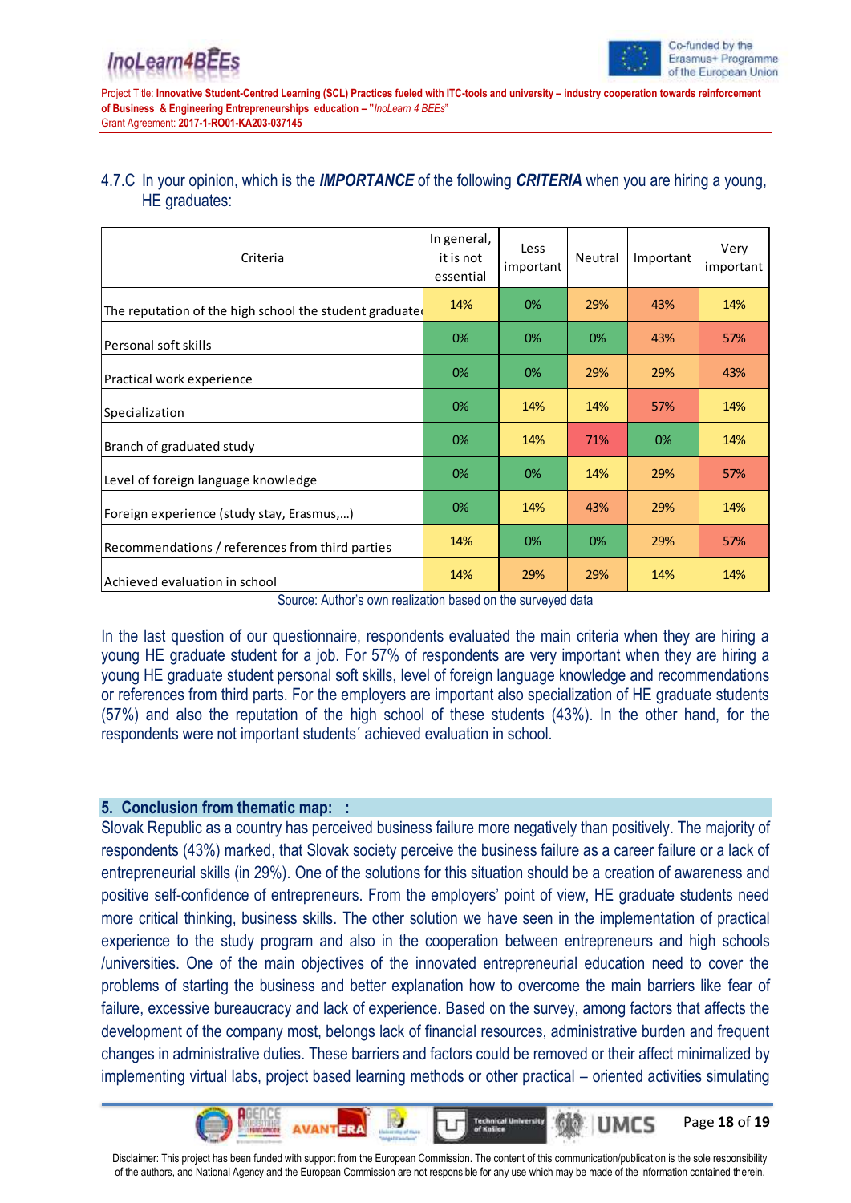4.7.C In your opinion, which is the ***IMPORTANCE*** of the following ***CRITERIA*** when you are hiring a young, HE graduates:

| Criteria | In general, it is not essential | Less important | Neutral | Important | Very important |
|---|---|---|---|---|---|
| The reputation of the high school the student graduated | 14% | 0% | 29% | 43% | 14% |
| Personal soft skills | 0% | 0% | 0% | 43% | 57% |
| Practical work experience | 0% | 0% | 29% | 29% | 43% |
| Specialization | 0% | 14% | 14% | 57% | 14% |
| Branch of graduated study | 0% | 14% | 71% | 0% | 14% |
| Level of foreign language knowledge | 0% | 0% | 14% | 29% | 57% |
| Foreign experience (study stay, Erasmus,...) | 0% | 14% | 43% | 29% | 14% |
| Recommendations / references from third parties | 14% | 0% | 0% | 29% | 57% |
| Achieved evaluation in school | 14% | 29% | 29% | 14% | 14% |

Source: Author's own realization based on the surveyed data

In the last question of our questionnaire, respondents evaluated the main criteria when they are hiring a young HE graduate student for a job. For 57% of respondents are very important when they are hiring a young HE graduate student personal soft skills, level of foreign language knowledge and recommendations or references from third parts. For the employers are important also specialization of HE graduate students (57%) and also the reputation of the high school of these students (43%). In the other hand, for the respondents were not important students´ achieved evaluation in school.

## 5. Conclusion from thematic map: :

Slovak Republic as a country has perceived business failure more negatively than positively. The majority of respondents (43%) marked, that Slovak society perceive the business failure as a career failure or a lack of entrepreneurial skills (in 29%). One of the solutions for this situation should be a creation of awareness and positive self-confidence of entrepreneurs. From the employers' point of view, HE graduate students need more critical thinking, business skills. The other solution we have seen in the implementation of practical experience to the study program and also in the cooperation between entrepreneurs and high schools /universities. One of the main objectives of the innovated entrepreneurial education need to cover the problems of starting the business and better explanation how to overcome the main barriers like fear of failure, excessive bureaucracy and lack of experience. Based on the survey, among factors that affects the development of the company most, belongs lack of financial resources, administrative burden and frequent changes in administrative duties. These barriers and factors could be removed or their affect minimalized by implementing virtual labs, project based learning methods or other practical – oriented activities simulating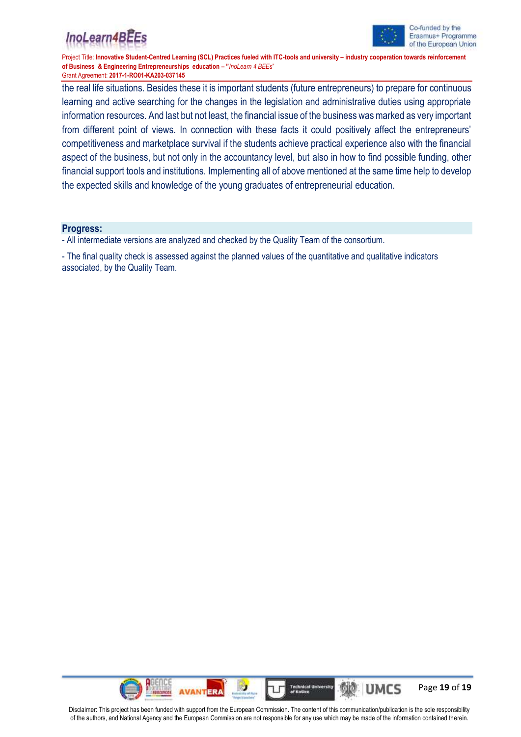the real life situations. Besides these it is important students (future entrepreneurs) to prepare for continuous learning and active searching for the changes in the legislation and administrative duties using appropriate information resources. And last but not least, the financial issue of the business was marked as very important from different point of views. In connection with these facts it could positively affect the entrepreneurs' competitiveness and marketplace survival if the students achieve practical experience also with the financial aspect of the business, but not only in the accountancy level, but also in how to find possible funding, other financial support tools and institutions. Implementing all of above mentioned at the same time help to develop the expected skills and knowledge of the young graduates of entrepreneurial education.

**Progress:**

- All intermediate versions are analyzed and checked by the Quality Team of the consortium.

- The final quality check is assessed against the planned values of the quantitative and qualitative indicators associated, by the Quality Team.